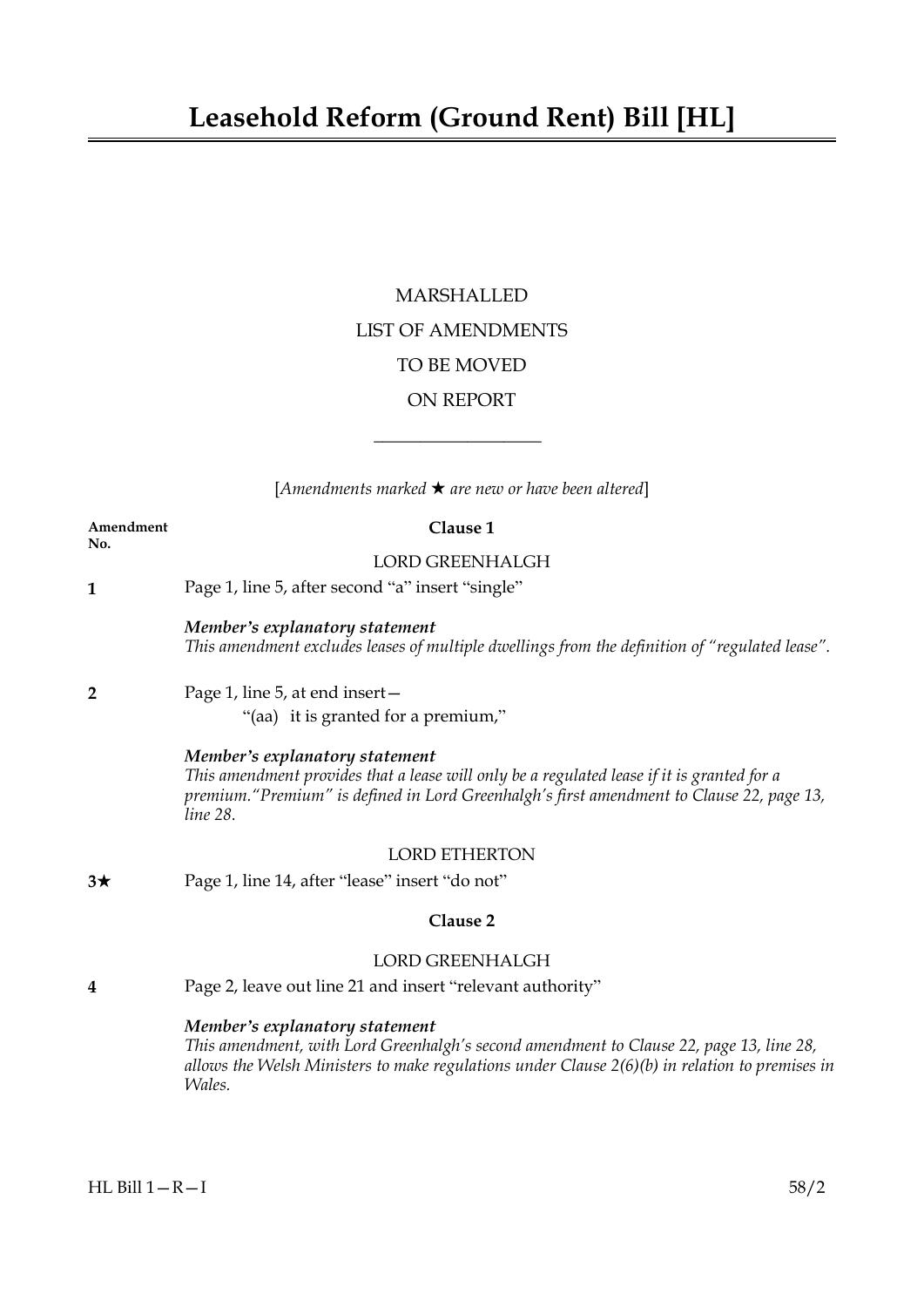# Leasehold Reform (Ground Rent) Bill [HL]

MARSHALLED

LIST OF AMENDMENTS

TO BE MOVED

ON REPORT

---

[*Amendments marked ★ are new or have been altered*]

**Amendment No.**

## Clause 1

LORD GREENHALGH

**1** Page 1, line 5, after second "a" insert "single"

***Member's explanatory statement***
*This amendment excludes leases of multiple dwellings from the definition of "regulated lease".*

**2** Page 1, line 5, at end insert—

"(aa) it is granted for a premium,"

***Member's explanatory statement***
*This amendment provides that a lease will only be a regulated lease if it is granted for a premium."Premium" is defined in Lord Greenhalgh's first amendment to Clause 22, page 13, line 28.*

LORD ETHERTON

**3★** Page 1, line 14, after "lease" insert "do not"

## Clause 2

LORD GREENHALGH

**4** Page 2, leave out line 21 and insert "relevant authority"

***Member's explanatory statement***
*This amendment, with Lord Greenhalgh's second amendment to Clause 22, page 13, line 28, allows the Welsh Ministers to make regulations under Clause 2(6)(b) in relation to premises in Wales.*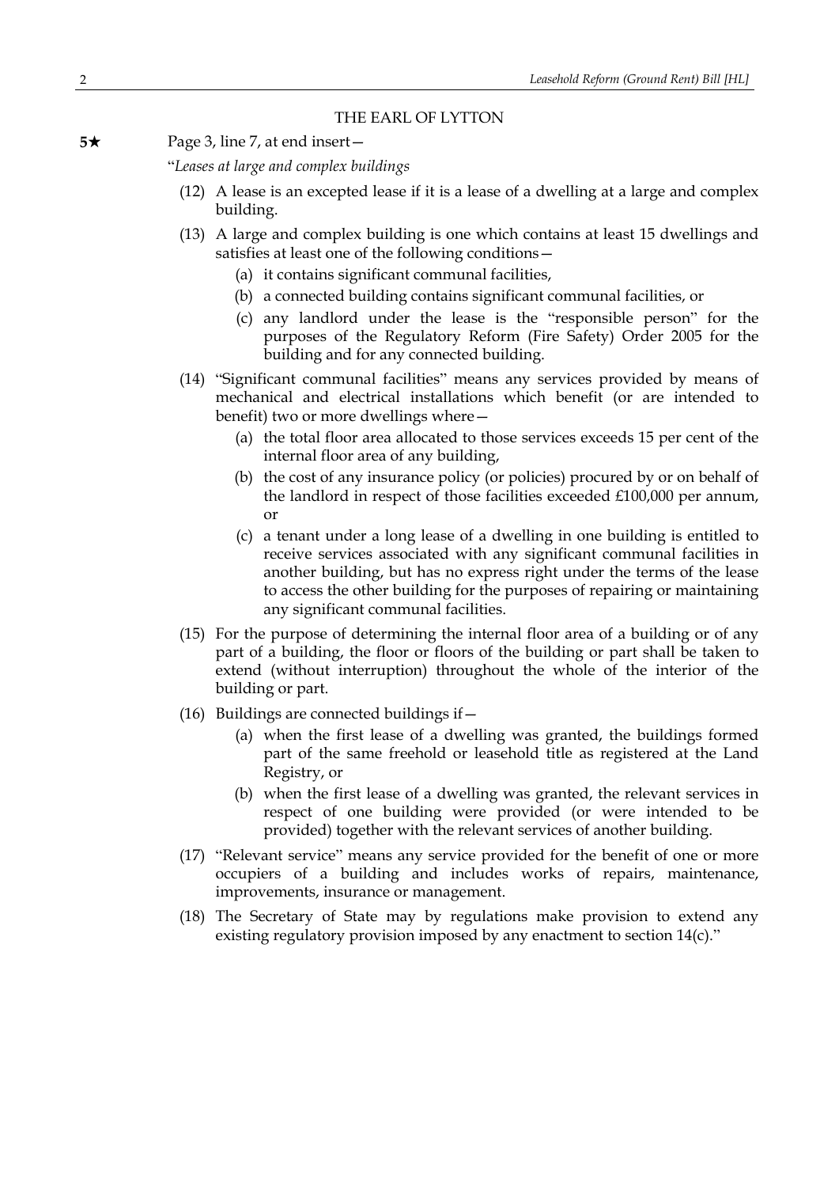THE EARL OF LYTTON

**5★** Page 3, line 7, at end insert—

"*Leases at large and complex buildings*

(12) A lease is an excepted lease if it is a lease of a dwelling at a large and complex building.

(13) A large and complex building is one which contains at least 15 dwellings and satisfies at least one of the following conditions—

(a) it contains significant communal facilities,

(b) a connected building contains significant communal facilities, or

(c) any landlord under the lease is the "responsible person" for the purposes of the Regulatory Reform (Fire Safety) Order 2005 for the building and for any connected building.

(14) "Significant communal facilities" means any services provided by means of mechanical and electrical installations which benefit (or are intended to benefit) two or more dwellings where—

(a) the total floor area allocated to those services exceeds 15 per cent of the internal floor area of any building,

(b) the cost of any insurance policy (or policies) procured by or on behalf of the landlord in respect of those facilities exceeded £100,000 per annum, or

(c) a tenant under a long lease of a dwelling in one building is entitled to receive services associated with any significant communal facilities in another building, but has no express right under the terms of the lease to access the other building for the purposes of repairing or maintaining any significant communal facilities.

(15) For the purpose of determining the internal floor area of a building or of any part of a building, the floor or floors of the building or part shall be taken to extend (without interruption) throughout the whole of the interior of the building or part.

(16) Buildings are connected buildings if—

(a) when the first lease of a dwelling was granted, the buildings formed part of the same freehold or leasehold title as registered at the Land Registry, or

(b) when the first lease of a dwelling was granted, the relevant services in respect of one building were provided (or were intended to be provided) together with the relevant services of another building.

(17) "Relevant service" means any service provided for the benefit of one or more occupiers of a building and includes works of repairs, maintenance, improvements, insurance or management.

(18) The Secretary of State may by regulations make provision to extend any existing regulatory provision imposed by any enactment to section 14(c)."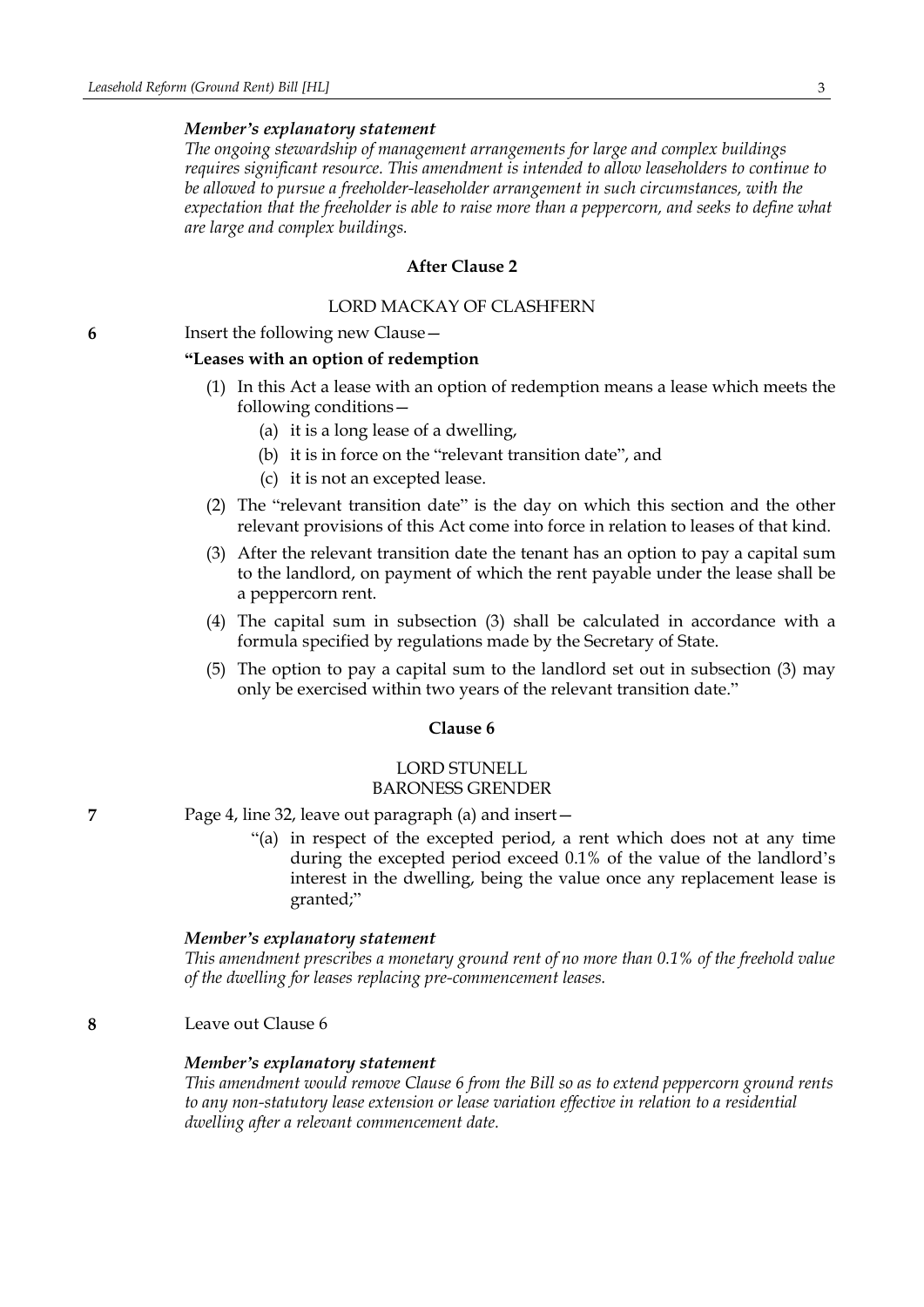***Member's explanatory statement***

*The ongoing stewardship of management arrangements for large and complex buildings requires significant resource. This amendment is intended to allow leaseholders to continue to be allowed to pursue a freeholder-leaseholder arrangement in such circumstances, with the expectation that the freeholder is able to raise more than a peppercorn, and seeks to define what are large and complex buildings.*

**After Clause 2**

LORD MACKAY OF CLASHFERN

**6** Insert the following new Clause—

**"Leases with an option of redemption**

(1) In this Act a lease with an option of redemption means a lease which meets the following conditions—

(a) it is a long lease of a dwelling,

(b) it is in force on the "relevant transition date", and

(c) it is not an excepted lease.

(2) The "relevant transition date" is the day on which this section and the other relevant provisions of this Act come into force in relation to leases of that kind.

(3) After the relevant transition date the tenant has an option to pay a capital sum to the landlord, on payment of which the rent payable under the lease shall be a peppercorn rent.

(4) The capital sum in subsection (3) shall be calculated in accordance with a formula specified by regulations made by the Secretary of State.

(5) The option to pay a capital sum to the landlord set out in subsection (3) may only be exercised within two years of the relevant transition date."

**Clause 6**

LORD STUNELL
BARONESS GRENDER

**7** Page 4, line 32, leave out paragraph (a) and insert—

"(a) in respect of the excepted period, a rent which does not at any time during the excepted period exceed 0.1% of the value of the landlord's interest in the dwelling, being the value once any replacement lease is granted;"

***Member's explanatory statement***

*This amendment prescribes a monetary ground rent of no more than 0.1% of the freehold value of the dwelling for leases replacing pre-commencement leases.*

**8** Leave out Clause 6

***Member's explanatory statement***

*This amendment would remove Clause 6 from the Bill so as to extend peppercorn ground rents to any non-statutory lease extension or lease variation effective in relation to a residential dwelling after a relevant commencement date.*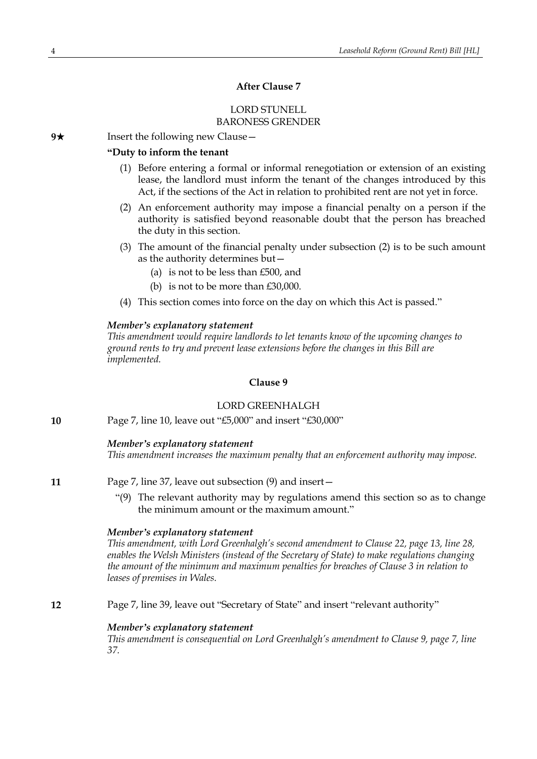### After Clause 7

LORD STUNELL
BARONESS GRENDER

**9★** Insert the following new Clause—

**"Duty to inform the tenant**

(1) Before entering a formal or informal renegotiation or extension of an existing lease, the landlord must inform the tenant of the changes introduced by this Act, if the sections of the Act in relation to prohibited rent are not yet in force.

(2) An enforcement authority may impose a financial penalty on a person if the authority is satisfied beyond reasonable doubt that the person has breached the duty in this section.

(3) The amount of the financial penalty under subsection (2) is to be such amount as the authority determines but—

(a) is not to be less than £500, and

(b) is not to be more than £30,000.

(4) This section comes into force on the day on which this Act is passed."

***Member's explanatory statement***
*This amendment would require landlords to let tenants know of the upcoming changes to ground rents to try and prevent lease extensions before the changes in this Bill are implemented.*

### Clause 9

LORD GREENHALGH

**10** Page 7, line 10, leave out "£5,000" and insert "£30,000"

***Member's explanatory statement***
*This amendment increases the maximum penalty that an enforcement authority may impose.*

**11** Page 7, line 37, leave out subsection (9) and insert—

"(9) The relevant authority may by regulations amend this section so as to change the minimum amount or the maximum amount."

***Member's explanatory statement***
*This amendment, with Lord Greenhalgh's second amendment to Clause 22, page 13, line 28, enables the Welsh Ministers (instead of the Secretary of State) to make regulations changing the amount of the minimum and maximum penalties for breaches of Clause 3 in relation to leases of premises in Wales.*

**12** Page 7, line 39, leave out "Secretary of State" and insert "relevant authority"

***Member's explanatory statement***
*This amendment is consequential on Lord Greenhalgh's amendment to Clause 9, page 7, line 37.*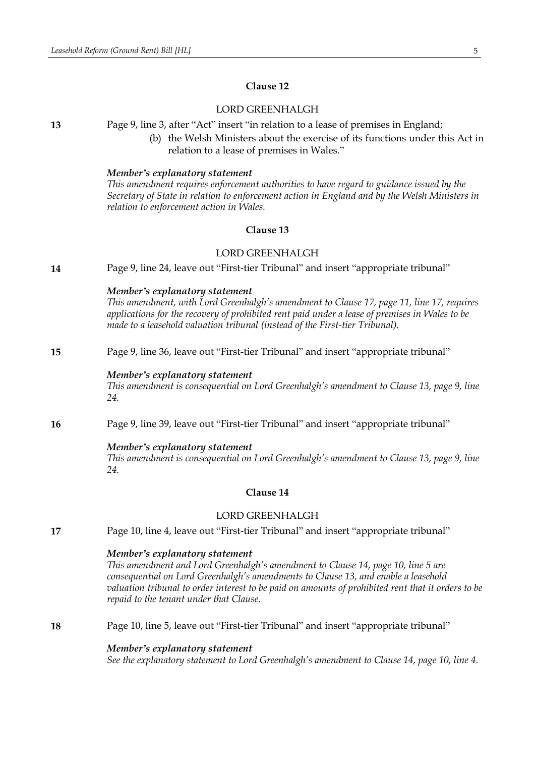### Clause 12

LORD GREENHALGH

**13** Page 9, line 3, after "Act" insert "in relation to a lease of premises in England;

(b) the Welsh Ministers about the exercise of its functions under this Act in relation to a lease of premises in Wales."

***Member's explanatory statement***

*This amendment requires enforcement authorities to have regard to guidance issued by the Secretary of State in relation to enforcement action in England and by the Welsh Ministers in relation to enforcement action in Wales.*

### Clause 13

LORD GREENHALGH

**14** Page 9, line 24, leave out "First-tier Tribunal" and insert "appropriate tribunal"

***Member's explanatory statement***

*This amendment, with Lord Greenhalgh's amendment to Clause 17, page 11, line 17, requires applications for the recovery of prohibited rent paid under a lease of premises in Wales to be made to a leasehold valuation tribunal (instead of the First-tier Tribunal).*

**15** Page 9, line 36, leave out "First-tier Tribunal" and insert "appropriate tribunal"

***Member's explanatory statement***

*This amendment is consequential on Lord Greenhalgh's amendment to Clause 13, page 9, line 24.*

**16** Page 9, line 39, leave out "First-tier Tribunal" and insert "appropriate tribunal"

***Member's explanatory statement***

*This amendment is consequential on Lord Greenhalgh's amendment to Clause 13, page 9, line 24.*

### Clause 14

LORD GREENHALGH

**17** Page 10, line 4, leave out "First-tier Tribunal" and insert "appropriate tribunal"

***Member's explanatory statement***

*This amendment and Lord Greenhalgh's amendment to Clause 14, page 10, line 5 are consequential on Lord Greenhalgh's amendments to Clause 13, and enable a leasehold valuation tribunal to order interest to be paid on amounts of prohibited rent that it orders to be repaid to the tenant under that Clause.*

**18** Page 10, line 5, leave out "First-tier Tribunal" and insert "appropriate tribunal"

***Member's explanatory statement***

*See the explanatory statement to Lord Greenhalgh's amendment to Clause 14, page 10, line 4.*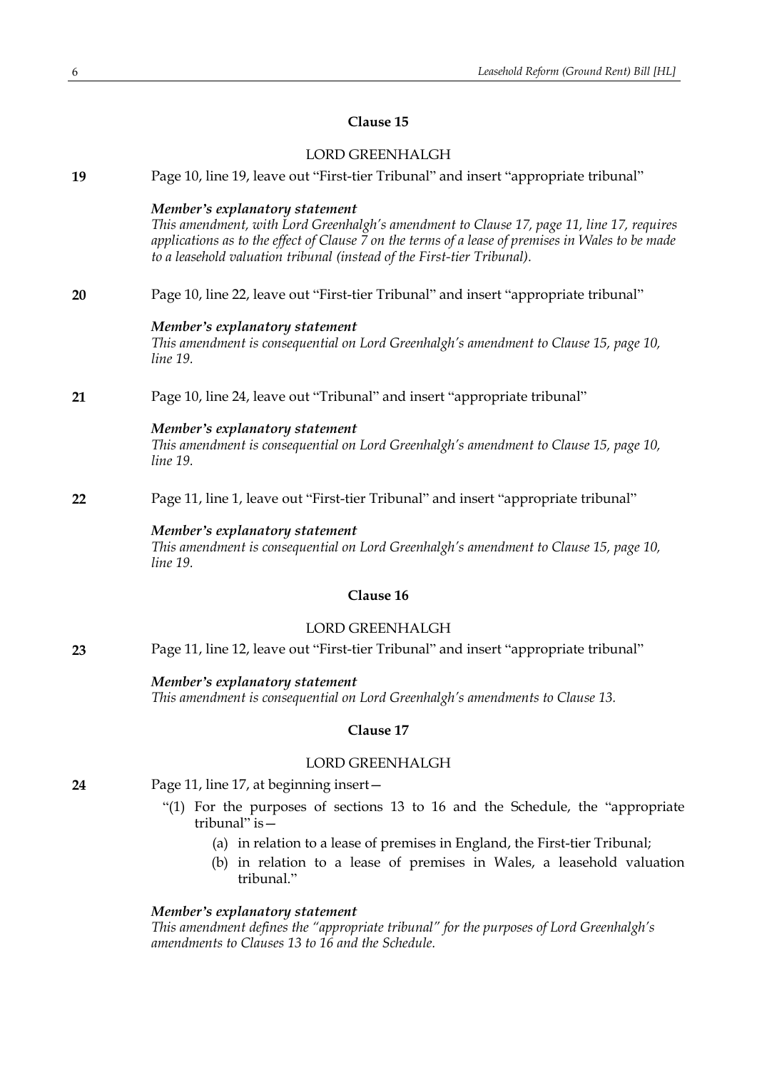## Clause 15

LORD GREENHALGH

**19** Page 10, line 19, leave out "First-tier Tribunal" and insert "appropriate tribunal"

***Member's explanatory statement***

*This amendment, with Lord Greenhalgh's amendment to Clause 17, page 11, line 17, requires applications as to the effect of Clause 7 on the terms of a lease of premises in Wales to be made to a leasehold valuation tribunal (instead of the First-tier Tribunal).*

**20** Page 10, line 22, leave out "First-tier Tribunal" and insert "appropriate tribunal"

***Member's explanatory statement***

*This amendment is consequential on Lord Greenhalgh's amendment to Clause 15, page 10, line 19.*

**21** Page 10, line 24, leave out "Tribunal" and insert "appropriate tribunal"

***Member's explanatory statement***

*This amendment is consequential on Lord Greenhalgh's amendment to Clause 15, page 10, line 19.*

**22** Page 11, line 1, leave out "First-tier Tribunal" and insert "appropriate tribunal"

***Member's explanatory statement***

*This amendment is consequential on Lord Greenhalgh's amendment to Clause 15, page 10, line 19.*

## Clause 16

LORD GREENHALGH

**23** Page 11, line 12, leave out "First-tier Tribunal" and insert "appropriate tribunal"

***Member's explanatory statement***

*This amendment is consequential on Lord Greenhalgh's amendments to Clause 13.*

## Clause 17

LORD GREENHALGH

**24** Page 11, line 17, at beginning insert—

"(1) For the purposes of sections 13 to 16 and the Schedule, the "appropriate tribunal" is—

(a) in relation to a lease of premises in England, the First-tier Tribunal;

(b) in relation to a lease of premises in Wales, a leasehold valuation tribunal."

***Member's explanatory statement***

*This amendment defines the "appropriate tribunal" for the purposes of Lord Greenhalgh's amendments to Clauses 13 to 16 and the Schedule.*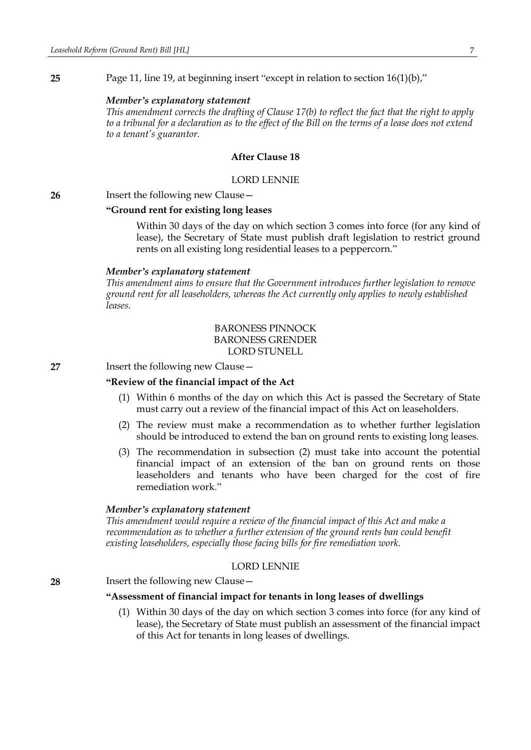**25** Page 11, line 19, at beginning insert "except in relation to section 16(1)(b),"

***Member's explanatory statement***

*This amendment corrects the drafting of Clause 17(b) to reflect the fact that the right to apply to a tribunal for a declaration as to the effect of the Bill on the terms of a lease does not extend to a tenant's guarantor.*

**After Clause 18**

LORD LENNIE

**26** Insert the following new Clause—

**"Ground rent for existing long leases**

Within 30 days of the day on which section 3 comes into force (for any kind of lease), the Secretary of State must publish draft legislation to restrict ground rents on all existing long residential leases to a peppercorn."

***Member's explanatory statement***

*This amendment aims to ensure that the Government introduces further legislation to remove ground rent for all leaseholders, whereas the Act currently only applies to newly established leases.*

BARONESS PINNOCK
BARONESS GRENDER
LORD STUNELL

**27** Insert the following new Clause—

**"Review of the financial impact of the Act**

(1) Within 6 months of the day on which this Act is passed the Secretary of State must carry out a review of the financial impact of this Act on leaseholders.

(2) The review must make a recommendation as to whether further legislation should be introduced to extend the ban on ground rents to existing long leases.

(3) The recommendation in subsection (2) must take into account the potential financial impact of an extension of the ban on ground rents on those leaseholders and tenants who have been charged for the cost of fire remediation work."

***Member's explanatory statement***

*This amendment would require a review of the financial impact of this Act and make a recommendation as to whether a further extension of the ground rents ban could benefit existing leaseholders, especially those facing bills for fire remediation work.*

LORD LENNIE

**28** Insert the following new Clause—

**"Assessment of financial impact for tenants in long leases of dwellings**

(1) Within 30 days of the day on which section 3 comes into force (for any kind of lease), the Secretary of State must publish an assessment of the financial impact of this Act for tenants in long leases of dwellings.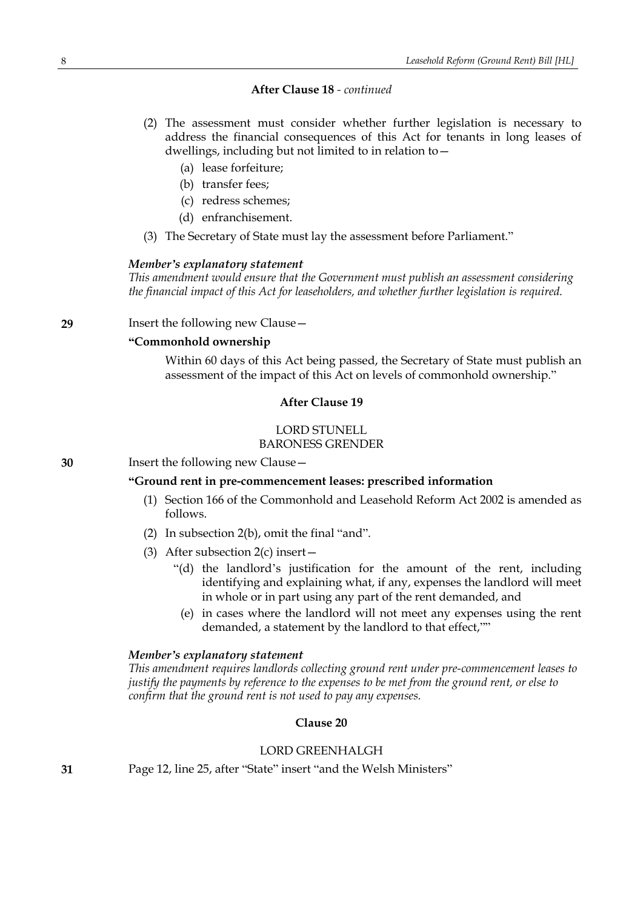**After Clause 18** - *continued*

(2) The assessment must consider whether further legislation is necessary to address the financial consequences of this Act for tenants in long leases of dwellings, including but not limited to in relation to—

   (a) lease forfeiture;

   (b) transfer fees;

   (c) redress schemes;

   (d) enfranchisement.

(3) The Secretary of State must lay the assessment before Parliament."

***Member's explanatory statement***

*This amendment would ensure that the Government must publish an assessment considering the financial impact of this Act for leaseholders, and whether further legislation is required.*

**29** Insert the following new Clause—

**"Commonhold ownership**

Within 60 days of this Act being passed, the Secretary of State must publish an assessment of the impact of this Act on levels of commonhold ownership."

**After Clause 19**

LORD STUNELL
BARONESS GRENDER

**30** Insert the following new Clause—

**"Ground rent in pre-commencement leases: prescribed information**

(1) Section 166 of the Commonhold and Leasehold Reform Act 2002 is amended as follows.

(2) In subsection 2(b), omit the final "and".

(3) After subsection 2(c) insert—

   "(d) the landlord's justification for the amount of the rent, including identifying and explaining what, if any, expenses the landlord will meet in whole or in part using any part of the rent demanded, and

   (e) in cases where the landlord will not meet any expenses using the rent demanded, a statement by the landlord to that effect,""

***Member's explanatory statement***

*This amendment requires landlords collecting ground rent under pre-commencement leases to justify the payments by reference to the expenses to be met from the ground rent, or else to confirm that the ground rent is not used to pay any expenses.*

**Clause 20**

LORD GREENHALGH

**31** Page 12, line 25, after "State" insert "and the Welsh Ministers"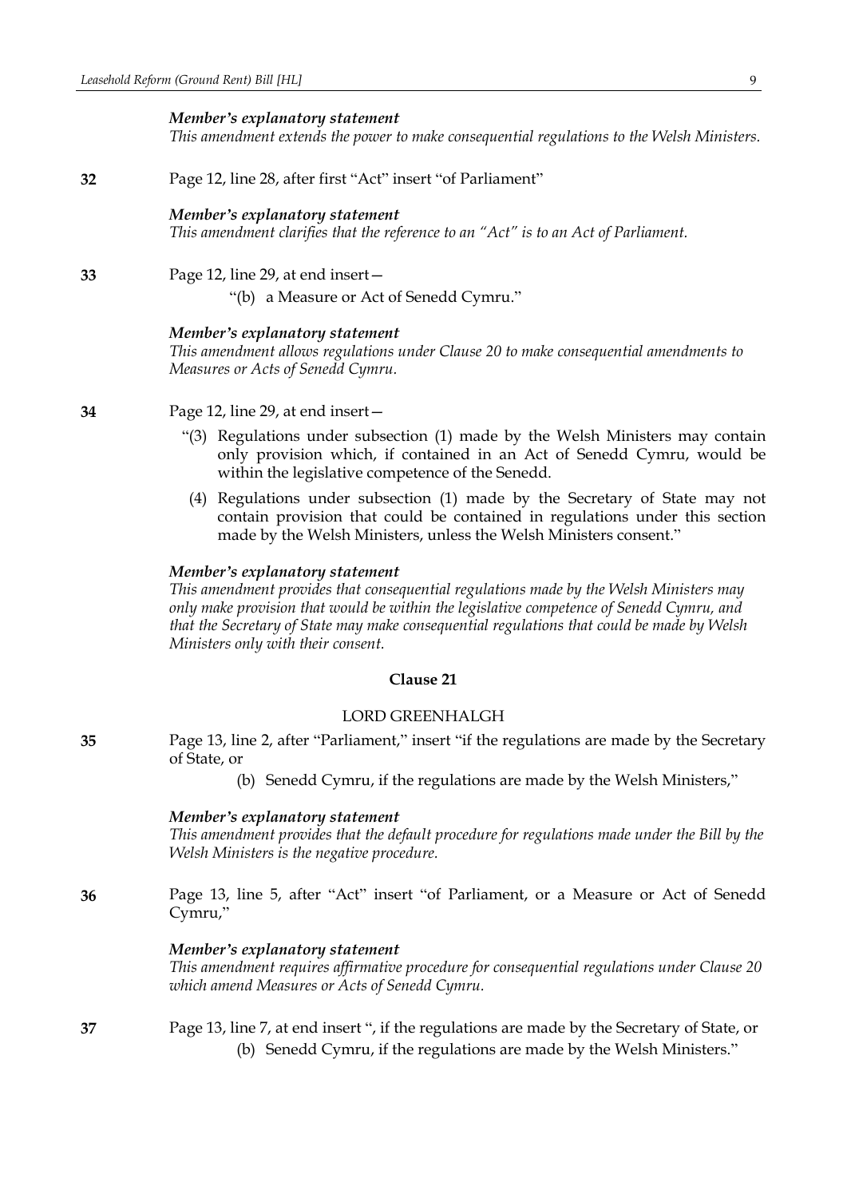*Member's explanatory statement*

*This amendment extends the power to make consequential regulations to the Welsh Ministers.*

**32** Page 12, line 28, after first "Act" insert "of Parliament"

*Member's explanatory statement*

*This amendment clarifies that the reference to an "Act" is to an Act of Parliament.*

**33** Page 12, line 29, at end insert—

"(b) a Measure or Act of Senedd Cymru."

*Member's explanatory statement*

*This amendment allows regulations under Clause 20 to make consequential amendments to Measures or Acts of Senedd Cymru.*

**34** Page 12, line 29, at end insert—

"(3) Regulations under subsection (1) made by the Welsh Ministers may contain only provision which, if contained in an Act of Senedd Cymru, would be within the legislative competence of the Senedd.

(4) Regulations under subsection (1) made by the Secretary of State may not contain provision that could be contained in regulations under this section made by the Welsh Ministers, unless the Welsh Ministers consent."

*Member's explanatory statement*

*This amendment provides that consequential regulations made by the Welsh Ministers may only make provision that would be within the legislative competence of Senedd Cymru, and that the Secretary of State may make consequential regulations that could be made by Welsh Ministers only with their consent.*

**Clause 21**

LORD GREENHALGH

**35** Page 13, line 2, after "Parliament," insert "if the regulations are made by the Secretary of State, or

(b) Senedd Cymru, if the regulations are made by the Welsh Ministers,"

*Member's explanatory statement*

*This amendment provides that the default procedure for regulations made under the Bill by the Welsh Ministers is the negative procedure.*

**36** Page 13, line 5, after "Act" insert "of Parliament, or a Measure or Act of Senedd Cymru,"

*Member's explanatory statement*

*This amendment requires affirmative procedure for consequential regulations under Clause 20 which amend Measures or Acts of Senedd Cymru.*

**37** Page 13, line 7, at end insert ", if the regulations are made by the Secretary of State, or

(b) Senedd Cymru, if the regulations are made by the Welsh Ministers."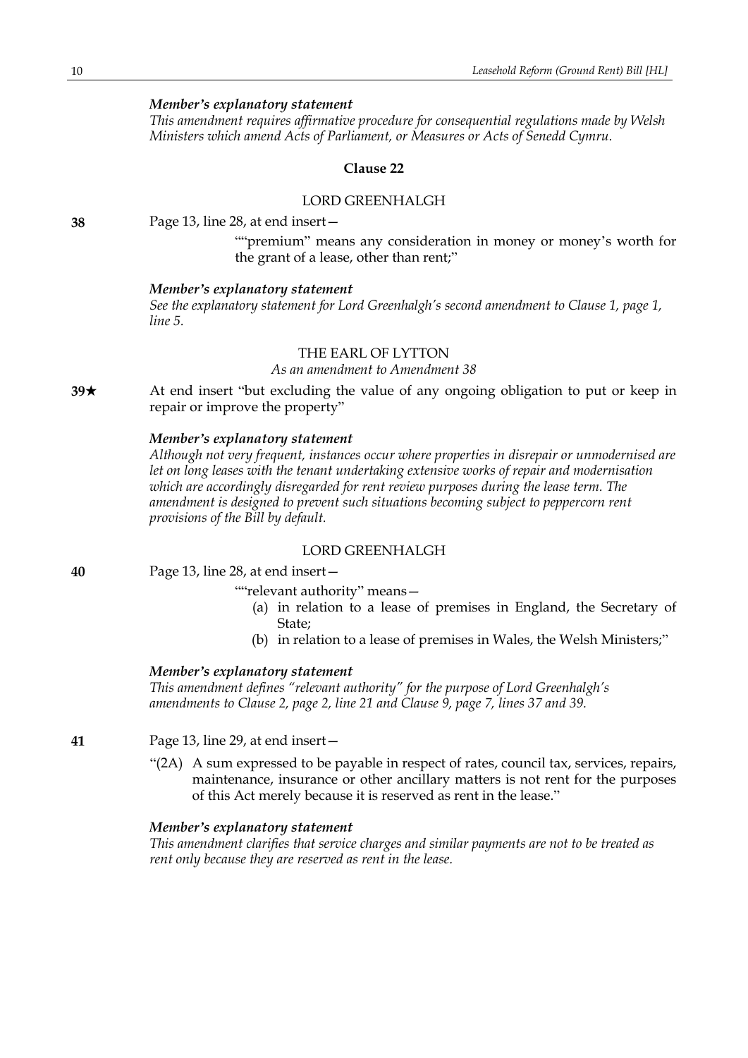*Member's explanatory statement*

*This amendment requires affirmative procedure for consequential regulations made by Welsh Ministers which amend Acts of Parliament, or Measures or Acts of Senedd Cymru.*

### Clause 22

LORD GREENHALGH

**38** Page 13, line 28, at end insert—

""premium" means any consideration in money or money's worth for the grant of a lease, other than rent;"

*Member's explanatory statement*

*See the explanatory statement for Lord Greenhalgh's second amendment to Clause 1, page 1, line 5.*

THE EARL OF LYTTON

*As an amendment to Amendment 38*

**39★** At end insert "but excluding the value of any ongoing obligation to put or keep in repair or improve the property"

*Member's explanatory statement*

*Although not very frequent, instances occur where properties in disrepair or unmodernised are let on long leases with the tenant undertaking extensive works of repair and modernisation which are accordingly disregarded for rent review purposes during the lease term. The amendment is designed to prevent such situations becoming subject to peppercorn rent provisions of the Bill by default.*

LORD GREENHALGH

**40** Page 13, line 28, at end insert—

""relevant authority" means—

(a) in relation to a lease of premises in England, the Secretary of State;

(b) in relation to a lease of premises in Wales, the Welsh Ministers;"

*Member's explanatory statement*

*This amendment defines "relevant authority" for the purpose of Lord Greenhalgh's amendments to Clause 2, page 2, line 21 and Clause 9, page 7, lines 37 and 39.*

**41** Page 13, line 29, at end insert—

"(2A) A sum expressed to be payable in respect of rates, council tax, services, repairs, maintenance, insurance or other ancillary matters is not rent for the purposes of this Act merely because it is reserved as rent in the lease."

*Member's explanatory statement*

*This amendment clarifies that service charges and similar payments are not to be treated as rent only because they are reserved as rent in the lease.*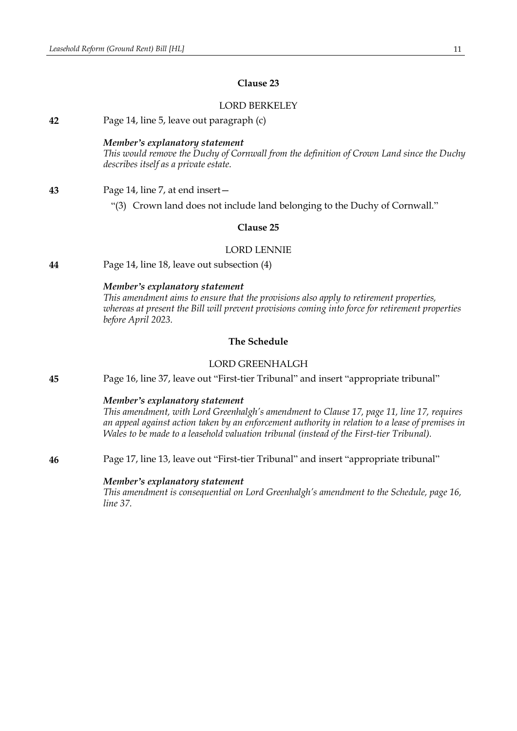## Clause 23

LORD BERKELEY

**42** Page 14, line 5, leave out paragraph (c)

***Member's explanatory statement***
*This would remove the Duchy of Cornwall from the definition of Crown Land since the Duchy describes itself as a private estate.*

**43** Page 14, line 7, at end insert—

"(3) Crown land does not include land belonging to the Duchy of Cornwall."

## Clause 25

LORD LENNIE

**44** Page 14, line 18, leave out subsection (4)

***Member's explanatory statement***
*This amendment aims to ensure that the provisions also apply to retirement properties, whereas at present the Bill will prevent provisions coming into force for retirement properties before April 2023.*

## The Schedule

LORD GREENHALGH

**45** Page 16, line 37, leave out "First-tier Tribunal" and insert "appropriate tribunal"

***Member's explanatory statement***
*This amendment, with Lord Greenhalgh's amendment to Clause 17, page 11, line 17, requires an appeal against action taken by an enforcement authority in relation to a lease of premises in Wales to be made to a leasehold valuation tribunal (instead of the First-tier Tribunal).*

**46** Page 17, line 13, leave out "First-tier Tribunal" and insert "appropriate tribunal"

***Member's explanatory statement***
*This amendment is consequential on Lord Greenhalgh's amendment to the Schedule, page 16, line 37.*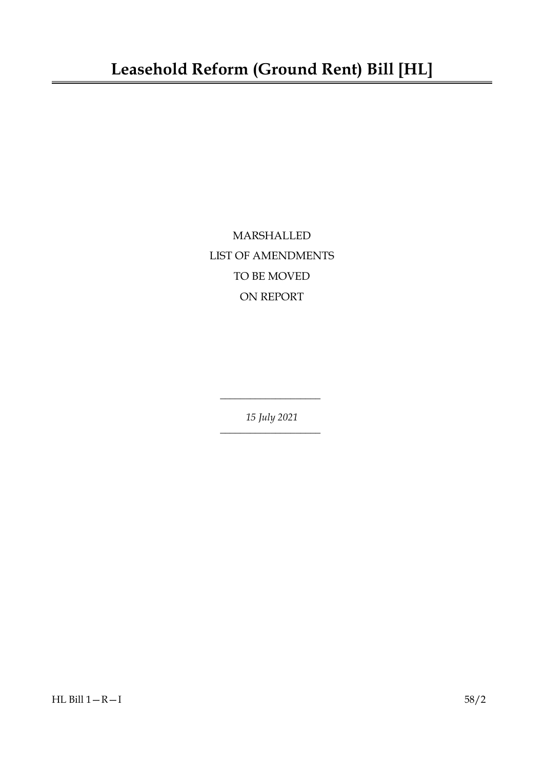# Leasehold Reform (Ground Rent) Bill [HL]

MARSHALLED

LIST OF AMENDMENTS

TO BE MOVED

ON REPORT

---

*15 July 2021*

---

HL Bill 1—R—I

58/2